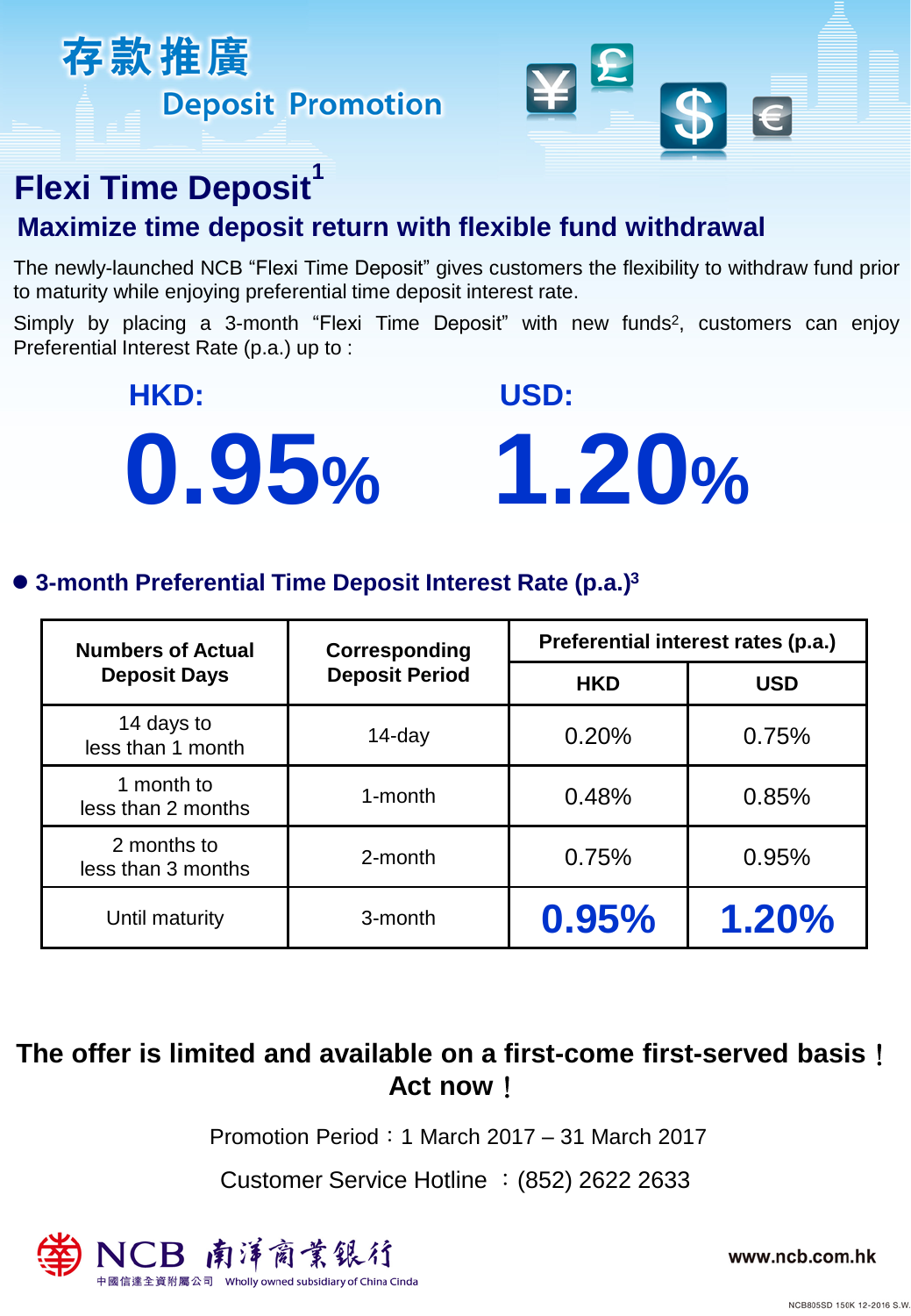存款推廣

Deposit Promotion

# Flexi Time Deposit[1]

## Maximize time deposit return with flexible fund withdrawal

The newly-launched NCB “Flexi Time Deposit” gives customers the flexibility to withdraw fund prior to maturity while enjoying preferential time deposit interest rate.

Simply by placing a 3-month “Flexi Time Deposit” with new funds[2], customers can enjoy Preferential Interest Rate (p.a.) up to :

**HKD: 0.95%**

**USD: 1.20%**

- **3-month Preferential Time Deposit Interest Rate (p.a.)[3]**

| Numbers of Actual Deposit Days | Corresponding Deposit Period | Preferential interest rates (p.a.) | |
|---|---|---|---|
| | | HKD | USD |
| 14 days to less than 1 month | 14-day | 0.20% | 0.75% |
| 1 month to less than 2 months | 1-month | 0.48% | 0.85% |
| 2 months to less than 3 months | 2-month | 0.75% | 0.95% |
| Until maturity | 3-month | **0.95%** | **1.20%** |

**The offer is limited and available on a first-come first-served basis！ Act now！**

Promotion Period：1 March 2017 – 31 March 2017

Customer Service Hotline ：(852) 2622 2633

NCB 南洋商業銀行

中國信達全資附屬公司 Wholly owned subsidiary of China Cinda

www.ncb.com.hk

NCB805SD 156K 12-2016 S.W.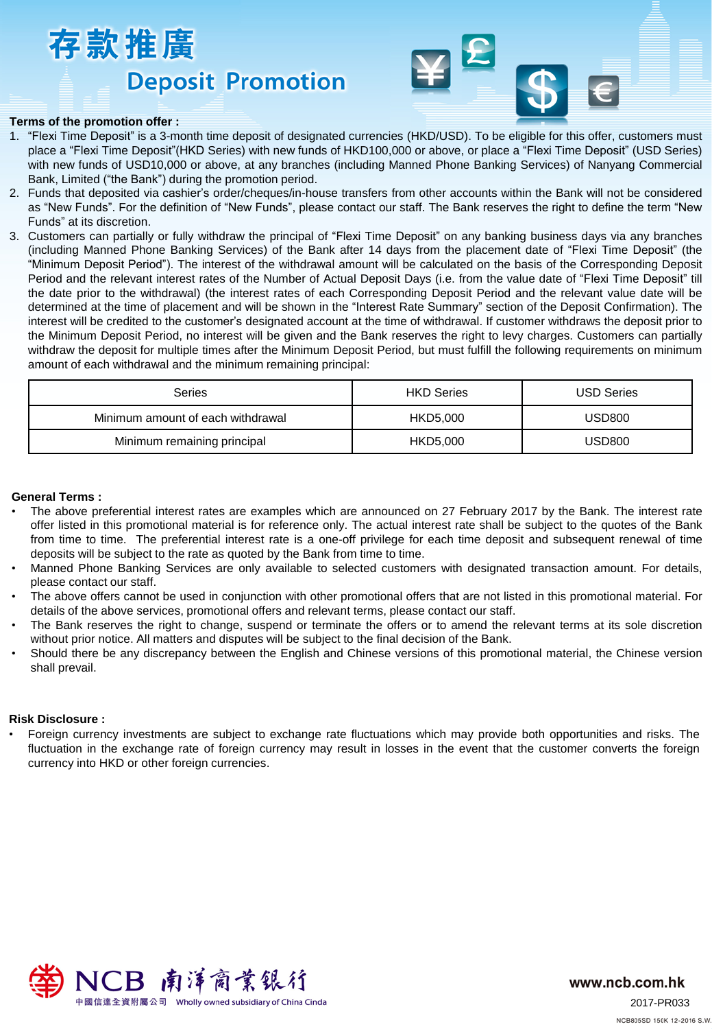# 存款推廣

## Deposit Promotion

**Terms of the promotion offer :**

1. "Flexi Time Deposit" is a 3-month time deposit of designated currencies (HKD/USD). To be eligible for this offer, customers must place a "Flexi Time Deposit"(HKD Series) with new funds of HKD100,000 or above, or place a "Flexi Time Deposit" (USD Series) with new funds of USD10,000 or above, at any branches (including Manned Phone Banking Services) of Nanyang Commercial Bank, Limited ("the Bank") during the promotion period.
2. Funds that deposited via cashier's order/cheques/in-house transfers from other accounts within the Bank will not be considered as "New Funds". For the definition of "New Funds", please contact our staff. The Bank reserves the right to define the term "New Funds" at its discretion.
3. Customers can partially or fully withdraw the principal of "Flexi Time Deposit" on any banking business days via any branches (including Manned Phone Banking Services) of the Bank after 14 days from the placement date of "Flexi Time Deposit" (the "Minimum Deposit Period"). The interest of the withdrawal amount will be calculated on the basis of the Corresponding Deposit Period and the relevant interest rates of the Number of Actual Deposit Days (i.e. from the value date of "Flexi Time Deposit" till the date prior to the withdrawal) (the interest rates of each Corresponding Deposit Period and the relevant value date will be determined at the time of placement and will be shown in the "Interest Rate Summary" section of the Deposit Confirmation). The interest will be credited to the customer's designated account at the time of withdrawal. If customer withdraws the deposit prior to the Minimum Deposit Period, no interest will be given and the Bank reserves the right to levy charges. Customers can partially withdraw the deposit for multiple times after the Minimum Deposit Period, but must fulfill the following requirements on minimum amount of each withdrawal and the minimum remaining principal:

| Series | HKD Series | USD Series |
|---|---|---|
| Minimum amount of each withdrawal | HKD5,000 | USD800 |
| Minimum remaining principal | HKD5,000 | USD800 |

**General Terms :**

- The above preferential interest rates are examples which are announced on 27 February 2017 by the Bank. The interest rate offer listed in this promotional material is for reference only. The actual interest rate shall be subject to the quotes of the Bank from time to time. The preferential interest rate is a one-off privilege for each time deposit and subsequent renewal of time deposits will be subject to the rate as quoted by the Bank from time to time.
- Manned Phone Banking Services are only available to selected customers with designated transaction amount. For details, please contact our staff.
- The above offers cannot be used in conjunction with other promotional offers that are not listed in this promotional material. For details of the above services, promotional offers and relevant terms, please contact our staff.
- The Bank reserves the right to change, suspend or terminate the offers or to amend the relevant terms at its sole discretion without prior notice. All matters and disputes will be subject to the final decision of the Bank.
- Should there be any discrepancy between the English and Chinese versions of this promotional material, the Chinese version shall prevail.

**Risk Disclosure :**

- Foreign currency investments are subject to exchange rate fluctuations which may provide both opportunities and risks. The fluctuation in the exchange rate of foreign currency may result in losses in the event that the customer converts the foreign currency into HKD or other foreign currencies.

NCB 南洋商業銀行

中國信達全資附屬公司 Wholly owned subsidiary of China Cinda

www.ncb.com.hk

2017-PR033

NCB805SD 156K 12-2016 S.W.